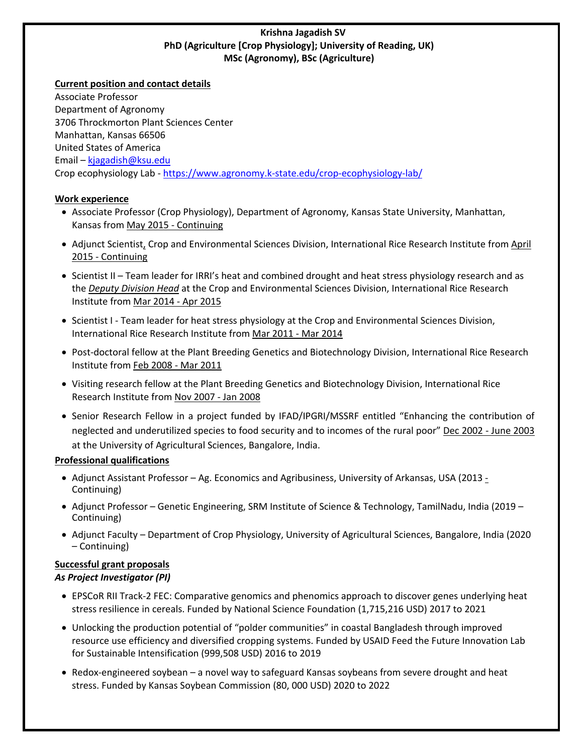**Krishna Jagadish SV**
**PhD (Agriculture [Crop Physiology]; University of Reading, UK)**
**MSc (Agronomy), BSc (Agriculture)**

## Current position and contact details

Associate Professor
Department of Agronomy
3706 Throckmorton Plant Sciences Center
Manhattan, Kansas 66506
United States of America
Email – kjagadish@ksu.edu
Crop ecophysiology Lab - https://www.agronomy.k-state.edu/crop-ecophysiology-lab/

## Work experience

- Associate Professor (Crop Physiology), Department of Agronomy, Kansas State University, Manhattan, Kansas from May 2015 - Continuing
- Adjunct Scientist, Crop and Environmental Sciences Division, International Rice Research Institute from April 2015 - Continuing
- Scientist II – Team leader for IRRI's heat and combined drought and heat stress physiology research and as the ***Deputy Division Head*** at the Crop and Environmental Sciences Division, International Rice Research Institute from Mar 2014 - Apr 2015
- Scientist I - Team leader for heat stress physiology at the Crop and Environmental Sciences Division, International Rice Research Institute from Mar 2011 - Mar 2014
- Post-doctoral fellow at the Plant Breeding Genetics and Biotechnology Division, International Rice Research Institute from Feb 2008 - Mar 2011
- Visiting research fellow at the Plant Breeding Genetics and Biotechnology Division, International Rice Research Institute from Nov 2007 - Jan 2008
- Senior Research Fellow in a project funded by IFAD/IPGRI/MSSRF entitled "Enhancing the contribution of neglected and underutilized species to food security and to incomes of the rural poor" Dec 2002 - June 2003 at the University of Agricultural Sciences, Bangalore, India.

## Professional qualifications

- Adjunct Assistant Professor – Ag. Economics and Agribusiness, University of Arkansas, USA (2013 - Continuing)
- Adjunct Professor – Genetic Engineering, SRM Institute of Science & Technology, TamilNadu, India (2019 – Continuing)
- Adjunct Faculty – Department of Crop Physiology, University of Agricultural Sciences, Bangalore, India (2020 – Continuing)

## Successful grant proposals

***As Project Investigator (PI)***

- EPSCoR RII Track-2 FEC: Comparative genomics and phenomics approach to discover genes underlying heat stress resilience in cereals. Funded by National Science Foundation (1,715,216 USD) 2017 to 2021
- Unlocking the production potential of "polder communities" in coastal Bangladesh through improved resource use efficiency and diversified cropping systems. Funded by USAID Feed the Future Innovation Lab for Sustainable Intensification (999,508 USD) 2016 to 2019
- Redox-engineered soybean – a novel way to safeguard Kansas soybeans from severe drought and heat stress. Funded by Kansas Soybean Commission (80, 000 USD) 2020 to 2022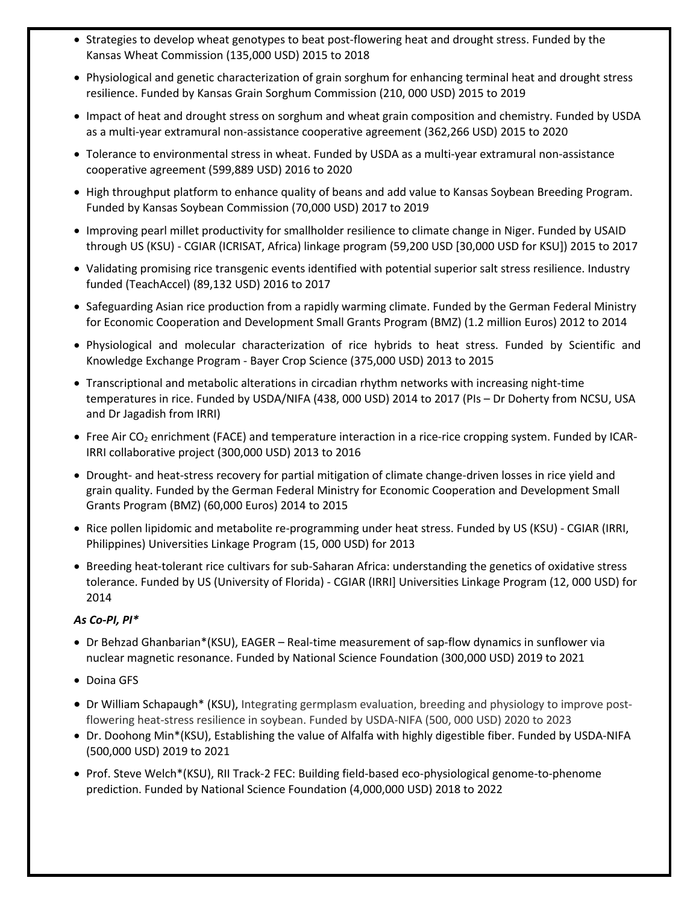- Strategies to develop wheat genotypes to beat post-flowering heat and drought stress. Funded by the Kansas Wheat Commission (135,000 USD) 2015 to 2018
- Physiological and genetic characterization of grain sorghum for enhancing terminal heat and drought stress resilience. Funded by Kansas Grain Sorghum Commission (210, 000 USD) 2015 to 2019
- Impact of heat and drought stress on sorghum and wheat grain composition and chemistry. Funded by USDA as a multi-year extramural non-assistance cooperative agreement (362,266 USD) 2015 to 2020
- Tolerance to environmental stress in wheat. Funded by USDA as a multi-year extramural non-assistance cooperative agreement (599,889 USD) 2016 to 2020
- High throughput platform to enhance quality of beans and add value to Kansas Soybean Breeding Program. Funded by Kansas Soybean Commission (70,000 USD) 2017 to 2019
- Improving pearl millet productivity for smallholder resilience to climate change in Niger. Funded by USAID through US (KSU) - CGIAR (ICRISAT, Africa) linkage program (59,200 USD [30,000 USD for KSU]) 2015 to 2017
- Validating promising rice transgenic events identified with potential superior salt stress resilience. Industry funded (TeachAccel) (89,132 USD) 2016 to 2017
- Safeguarding Asian rice production from a rapidly warming climate. Funded by the German Federal Ministry for Economic Cooperation and Development Small Grants Program (BMZ) (1.2 million Euros) 2012 to 2014
- Physiological and molecular characterization of rice hybrids to heat stress. Funded by Scientific and Knowledge Exchange Program - Bayer Crop Science (375,000 USD) 2013 to 2015
- Transcriptional and metabolic alterations in circadian rhythm networks with increasing night-time temperatures in rice. Funded by USDA/NIFA (438, 000 USD) 2014 to 2017 (PIs – Dr Doherty from NCSU, USA and Dr Jagadish from IRRI)
- Free Air $CO_2$ enrichment (FACE) and temperature interaction in a rice-rice cropping system. Funded by ICAR-IRRI collaborative project (300,000 USD) 2013 to 2016
- Drought- and heat-stress recovery for partial mitigation of climate change-driven losses in rice yield and grain quality. Funded by the German Federal Ministry for Economic Cooperation and Development Small Grants Program (BMZ) (60,000 Euros) 2014 to 2015
- Rice pollen lipidomic and metabolite re-programming under heat stress. Funded by US (KSU) - CGIAR (IRRI, Philippines) Universities Linkage Program (15, 000 USD) for 2013
- Breeding heat-tolerant rice cultivars for sub-Saharan Africa: understanding the genetics of oxidative stress tolerance. Funded by US (University of Florida) - CGIAR (IRRI] Universities Linkage Program (12, 000 USD) for 2014

***As Co-PI, PI****

- Dr Behzad Ghanbarian*(KSU), EAGER – Real-time measurement of sap-flow dynamics in sunflower via nuclear magnetic resonance. Funded by National Science Foundation (300,000 USD) 2019 to 2021
- Doina GFS
- Dr William Schapaugh* (KSU), Integrating germplasm evaluation, breeding and physiology to improve post-flowering heat-stress resilience in soybean. Funded by USDA-NIFA (500, 000 USD) 2020 to 2023
- Dr. Doohong Min*(KSU), Establishing the value of Alfalfa with highly digestible fiber. Funded by USDA-NIFA (500,000 USD) 2019 to 2021
- Prof. Steve Welch*(KSU), RII Track-2 FEC: Building field-based eco-physiological genome-to-phenome prediction. Funded by National Science Foundation (4,000,000 USD) 2018 to 2022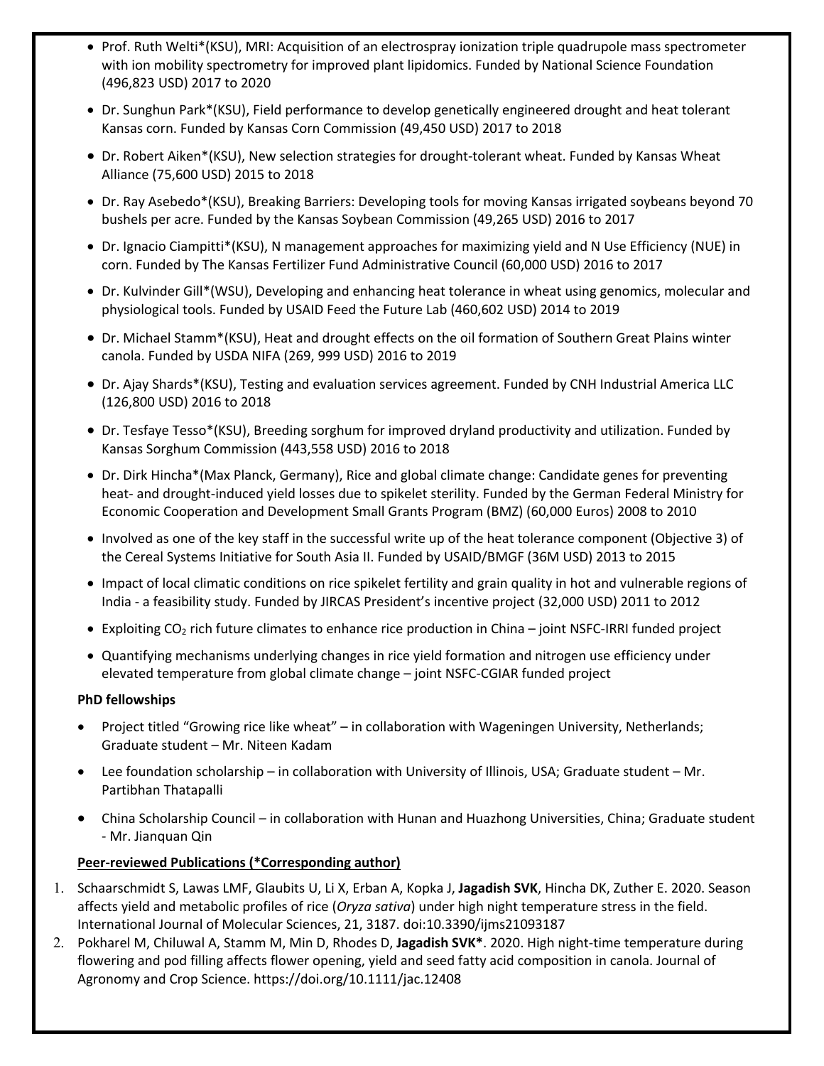- Prof. Ruth Welti*(KSU), MRI: Acquisition of an electrospray ionization triple quadrupole mass spectrometer with ion mobility spectrometry for improved plant lipidomics. Funded by National Science Foundation (496,823 USD) 2017 to 2020
- Dr. Sunghun Park*(KSU), Field performance to develop genetically engineered drought and heat tolerant Kansas corn. Funded by Kansas Corn Commission (49,450 USD) 2017 to 2018
- Dr. Robert Aiken*(KSU), New selection strategies for drought-tolerant wheat. Funded by Kansas Wheat Alliance (75,600 USD) 2015 to 2018
- Dr. Ray Asebedo*(KSU), Breaking Barriers: Developing tools for moving Kansas irrigated soybeans beyond 70 bushels per acre. Funded by the Kansas Soybean Commission (49,265 USD) 2016 to 2017
- Dr. Ignacio Ciampitti*(KSU), N management approaches for maximizing yield and N Use Efficiency (NUE) in corn. Funded by The Kansas Fertilizer Fund Administrative Council (60,000 USD) 2016 to 2017
- Dr. Kulvinder Gill*(WSU), Developing and enhancing heat tolerance in wheat using genomics, molecular and physiological tools. Funded by USAID Feed the Future Lab (460,602 USD) 2014 to 2019
- Dr. Michael Stamm*(KSU), Heat and drought effects on the oil formation of Southern Great Plains winter canola. Funded by USDA NIFA (269, 999 USD) 2016 to 2019
- Dr. Ajay Shards*(KSU), Testing and evaluation services agreement. Funded by CNH Industrial America LLC (126,800 USD) 2016 to 2018
- Dr. Tesfaye Tesso*(KSU), Breeding sorghum for improved dryland productivity and utilization. Funded by Kansas Sorghum Commission (443,558 USD) 2016 to 2018
- Dr. Dirk Hincha*(Max Planck, Germany), Rice and global climate change: Candidate genes for preventing heat- and drought-induced yield losses due to spikelet sterility. Funded by the German Federal Ministry for Economic Cooperation and Development Small Grants Program (BMZ) (60,000 Euros) 2008 to 2010
- Involved as one of the key staff in the successful write up of the heat tolerance component (Objective 3) of the Cereal Systems Initiative for South Asia II. Funded by USAID/BMGF (36M USD) 2013 to 2015
- Impact of local climatic conditions on rice spikelet fertility and grain quality in hot and vulnerable regions of India - a feasibility study. Funded by JIRCAS President's incentive project (32,000 USD) 2011 to 2012
- Exploiting $CO_2$ rich future climates to enhance rice production in China – joint NSFC-IRRI funded project
- Quantifying mechanisms underlying changes in rice yield formation and nitrogen use efficiency under elevated temperature from global climate change – joint NSFC-CGIAR funded project

**PhD fellowships**

- Project titled "Growing rice like wheat" – in collaboration with Wageningen University, Netherlands; Graduate student – Mr. Niteen Kadam
- Lee foundation scholarship – in collaboration with University of Illinois, USA; Graduate student – Mr. Partibhan Thatapalli
- China Scholarship Council – in collaboration with Hunan and Huazhong Universities, China; Graduate student - Mr. Jianquan Qin

**Peer-reviewed Publications (*Corresponding author)**

1. Schaarschmidt S, Lawas LMF, Glaubits U, Li X, Erban A, Kopka J, **Jagadish SVK**, Hincha DK, Zuther E. 2020. Season affects yield and metabolic profiles of rice (*Oryza sativa*) under high night temperature stress in the field. International Journal of Molecular Sciences, 21, 3187. doi:10.3390/ijms21093187
2. Pokharel M, Chiluwal A, Stamm M, Min D, Rhodes D, **Jagadish SVK***. 2020. High night-time temperature during flowering and pod filling affects flower opening, yield and seed fatty acid composition in canola. Journal of Agronomy and Crop Science. https://doi.org/10.1111/jac.12408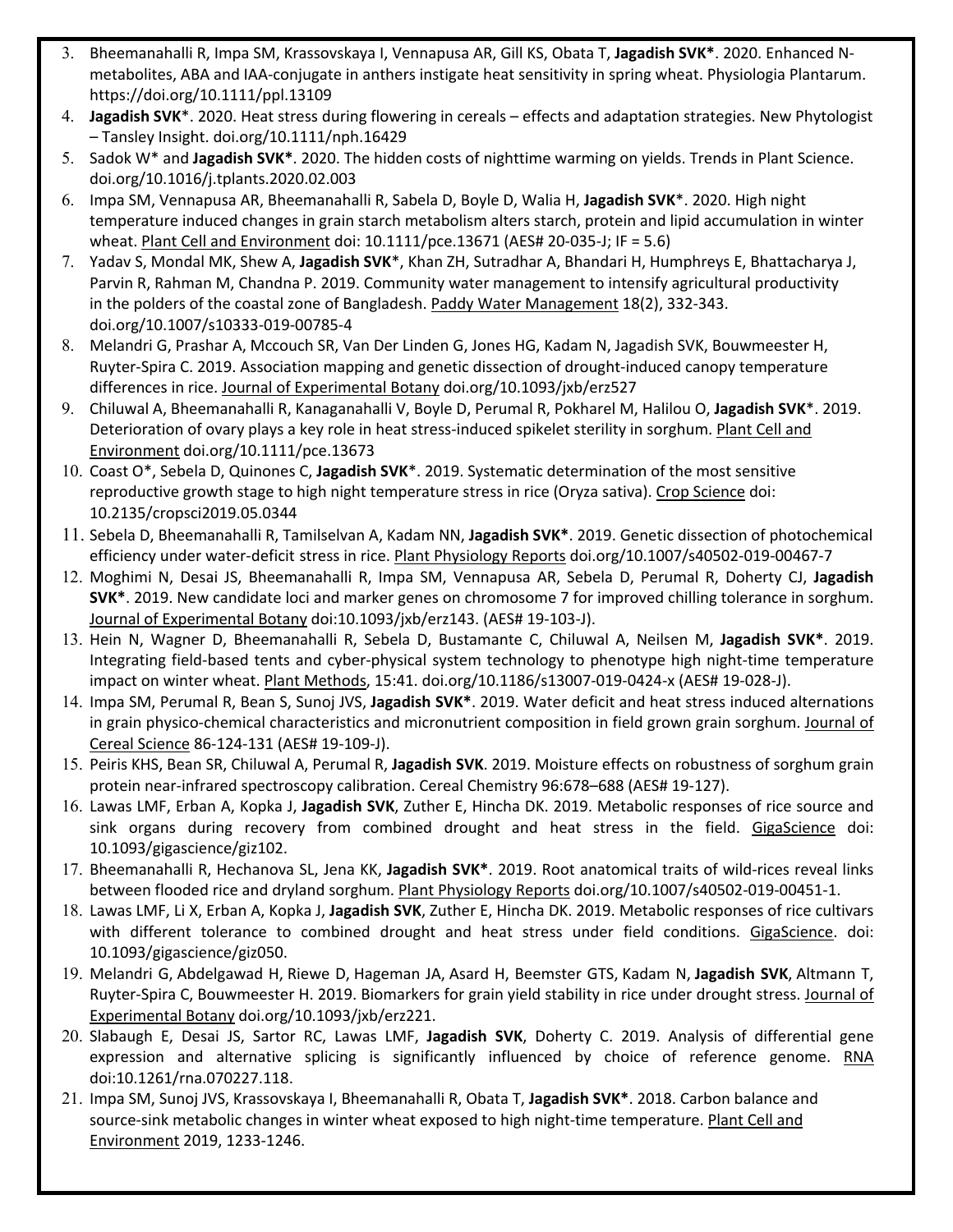3. Bheemanahalli R, Impa SM, Krassovskaya I, Vennapusa AR, Gill KS, Obata T, **Jagadish SVK***. 2020. Enhanced N-metabolites, ABA and IAA-conjugate in anthers instigate heat sensitivity in spring wheat. Physiologia Plantarum. https://doi.org/10.1111/ppl.13109
4. **Jagadish SVK***. 2020. Heat stress during flowering in cereals – effects and adaptation strategies. New Phytologist – Tansley Insight. doi.org/10.1111/nph.16429
5. Sadok W* and **Jagadish SVK***. 2020. The hidden costs of nighttime warming on yields. Trends in Plant Science. doi.org/10.1016/j.tplants.2020.02.003
6. Impa SM, Vennapusa AR, Bheemanahalli R, Sabela D, Boyle D, Walia H, **Jagadish SVK***. 2020. High night temperature induced changes in grain starch metabolism alters starch, protein and lipid accumulation in winter wheat. Plant Cell and Environment doi: 10.1111/pce.13671 (AES# 20-035-J; IF = 5.6)
7. Yadav S, Mondal MK, Shew A, **Jagadish SVK***, Khan ZH, Sutradhar A, Bhandari H, Humphreys E, Bhattacharya J, Parvin R, Rahman M, Chandna P. 2019. Community water management to intensify agricultural productivity in the polders of the coastal zone of Bangladesh. Paddy Water Management 18(2), 332-343. doi.org/10.1007/s10333-019-00785-4
8. Melandri G, Prashar A, Mccouch SR, Van Der Linden G, Jones HG, Kadam N, Jagadish SVK, Bouwmeester H, Ruyter-Spira C. 2019. Association mapping and genetic dissection of drought-induced canopy temperature differences in rice. Journal of Experimental Botany doi.org/10.1093/jxb/erz527
9. Chiluwal A, Bheemanahalli R, Kanaganahalli V, Boyle D, Perumal R, Pokharel M, Halilou O, **Jagadish SVK***. 2019. Deterioration of ovary plays a key role in heat stress-induced spikelet sterility in sorghum. Plant Cell and Environment doi.org/10.1111/pce.13673
10. Coast O*, Sebela D, Quinones C, **Jagadish SVK***. 2019. Systematic determination of the most sensitive reproductive growth stage to high night temperature stress in rice (Oryza sativa). Crop Science doi: 10.2135/cropsci2019.05.0344
11. Sebela D, Bheemanahalli R, Tamilselvan A, Kadam NN, **Jagadish SVK***. 2019. Genetic dissection of photochemical efficiency under water-deficit stress in rice. Plant Physiology Reports doi.org/10.1007/s40502-019-00467-7
12. Moghimi N, Desai JS, Bheemanahalli R, Impa SM, Vennapusa AR, Sebela D, Perumal R, Doherty CJ, **Jagadish SVK***. 2019. New candidate loci and marker genes on chromosome 7 for improved chilling tolerance in sorghum. Journal of Experimental Botany doi:10.1093/jxb/erz143. (AES# 19-103-J).
13. Hein N, Wagner D, Bheemanahalli R, Sebela D, Bustamante C, Chiluwal A, Neilsen M, **Jagadish SVK***. 2019. Integrating field-based tents and cyber-physical system technology to phenotype high night-time temperature impact on winter wheat. Plant Methods, 15:41. doi.org/10.1186/s13007-019-0424-x (AES# 19-028-J).
14. Impa SM, Perumal R, Bean S, Sunoj JVS, **Jagadish SVK***. 2019. Water deficit and heat stress induced alternations in grain physico-chemical characteristics and micronutrient composition in field grown grain sorghum. Journal of Cereal Science 86-124-131 (AES# 19-109-J).
15. Peiris KHS, Bean SR, Chiluwal A, Perumal R, **Jagadish SVK**. 2019. Moisture effects on robustness of sorghum grain protein near-infrared spectroscopy calibration. Cereal Chemistry 96:678–688 (AES# 19-127).
16. Lawas LMF, Erban A, Kopka J, **Jagadish SVK**, Zuther E, Hincha DK. 2019. Metabolic responses of rice source and sink organs during recovery from combined drought and heat stress in the field. GigaScience doi: 10.1093/gigascience/giz102.
17. Bheemanahalli R, Hechanova SL, Jena KK, **Jagadish SVK***. 2019. Root anatomical traits of wild-rices reveal links between flooded rice and dryland sorghum. Plant Physiology Reports doi.org/10.1007/s40502-019-00451-1.
18. Lawas LMF, Li X, Erban A, Kopka J, **Jagadish SVK**, Zuther E, Hincha DK. 2019. Metabolic responses of rice cultivars with different tolerance to combined drought and heat stress under field conditions. GigaScience. doi: 10.1093/gigascience/giz050.
19. Melandri G, Abdelgawad H, Riewe D, Hageman JA, Asard H, Beemster GTS, Kadam N, **Jagadish SVK**, Altmann T, Ruyter-Spira C, Bouwmeester H. 2019. Biomarkers for grain yield stability in rice under drought stress. Journal of Experimental Botany doi.org/10.1093/jxb/erz221.
20. Slabaugh E, Desai JS, Sartor RC, Lawas LMF, **Jagadish SVK**, Doherty C. 2019. Analysis of differential gene expression and alternative splicing is significantly influenced by choice of reference genome. RNA doi:10.1261/rna.070227.118.
21. Impa SM, Sunoj JVS, Krassovskaya I, Bheemanahalli R, Obata T, **Jagadish SVK***. 2018. Carbon balance and source-sink metabolic changes in winter wheat exposed to high night-time temperature. Plant Cell and Environment 2019, 1233-1246.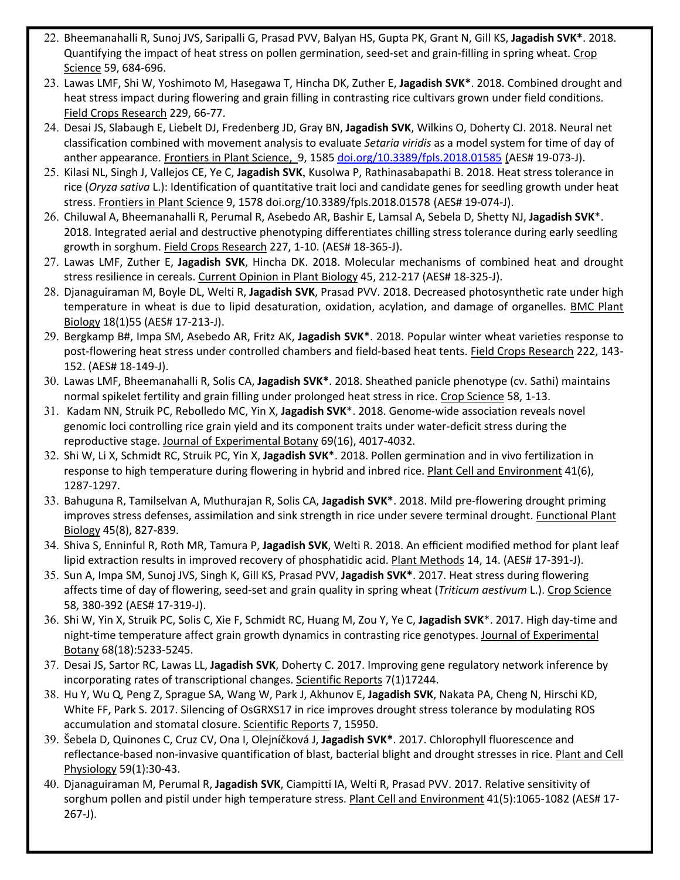22. Bheemanahalli R, Sunoj JVS, Saripalli G, Prasad PVV, Balyan HS, Gupta PK, Grant N, Gill KS, **Jagadish SVK***. 2018. Quantifying the impact of heat stress on pollen germination, seed-set and grain-filling in spring wheat. Crop Science 59, 684-696.
23. Lawas LMF, Shi W, Yoshimoto M, Hasegawa T, Hincha DK, Zuther E, **Jagadish SVK***. 2018. Combined drought and heat stress impact during flowering and grain filling in contrasting rice cultivars grown under field conditions. Field Crops Research 229, 66-77.
24. Desai JS, Slabaugh E, Liebelt DJ, Fredenberg JD, Gray BN, **Jagadish SVK**, Wilkins O, Doherty CJ. 2018. Neural net classification combined with movement analysis to evaluate *Setaria viridis* as a model system for time of day of anther appearance. Frontiers in Plant Science, 9, 1585 doi.org/10.3389/fpls.2018.01585 (AES# 19-073-J).
25. Kilasi NL, Singh J, Vallejos CE, Ye C, **Jagadish SVK**, Kusolwa P, Rathinasabapathi B. 2018. Heat stress tolerance in rice (*Oryza sativa* L.): Identification of quantitative trait loci and candidate genes for seedling growth under heat stress. Frontiers in Plant Science 9, 1578 doi.org/10.3389/fpls.2018.01578 (AES# 19-074-J).
26. Chiluwal A, Bheemanahalli R, Perumal R, Asebedo AR, Bashir E, Lamsal A, Sebela D, Shetty NJ, **Jagadish SVK***. 2018. Integrated aerial and destructive phenotyping differentiates chilling stress tolerance during early seedling growth in sorghum. Field Crops Research 227, 1-10. (AES# 18-365-J).
27. Lawas LMF, Zuther E, **Jagadish SVK**, Hincha DK. 2018. Molecular mechanisms of combined heat and drought stress resilience in cereals. Current Opinion in Plant Biology 45, 212-217 (AES# 18-325-J).
28. Djanaguiraman M, Boyle DL, Welti R, **Jagadish SVK**, Prasad PVV. 2018. Decreased photosynthetic rate under high temperature in wheat is due to lipid desaturation, oxidation, acylation, and damage of organelles. BMC Plant Biology 18(1)55 (AES# 17-213-J).
29. Bergkamp B#, Impa SM, Asebedo AR, Fritz AK, **Jagadish SVK***. 2018. Popular winter wheat varieties response to post-flowering heat stress under controlled chambers and field-based heat tents. Field Crops Research 222, 143-152. (AES# 18-149-J).
30. Lawas LMF, Bheemanahalli R, Solis CA, **Jagadish SVK***. 2018. Sheathed panicle phenotype (cv. Sathi) maintains normal spikelet fertility and grain filling under prolonged heat stress in rice. Crop Science 58, 1-13.
31. Kadam NN, Struik PC, Rebolledo MC, Yin X, **Jagadish SVK***. 2018. Genome-wide association reveals novel genomic loci controlling rice grain yield and its component traits under water-deficit stress during the reproductive stage. Journal of Experimental Botany 69(16), 4017-4032.
32. Shi W, Li X, Schmidt RC, Struik PC, Yin X, **Jagadish SVK***. 2018. Pollen germination and in vivo fertilization in response to high temperature during flowering in hybrid and inbred rice. Plant Cell and Environment 41(6), 1287-1297.
33. Bahuguna R, Tamilselvan A, Muthurajan R, Solis CA, **Jagadish SVK***. 2018. Mild pre-flowering drought priming improves stress defenses, assimilation and sink strength in rice under severe terminal drought. Functional Plant Biology 45(8), 827-839.
34. Shiva S, Enninful R, Roth MR, Tamura P, **Jagadish SVK**, Welti R. 2018. An efficient modified method for plant leaf lipid extraction results in improved recovery of phosphatidic acid. Plant Methods 14, 14. (AES# 17-391-J).
35. Sun A, Impa SM, Sunoj JVS, Singh K, Gill KS, Prasad PVV, **Jagadish SVK***. 2017. Heat stress during flowering affects time of day of flowering, seed-set and grain quality in spring wheat (*Triticum aestivum* L.). Crop Science 58, 380-392 (AES# 17-319-J).
36. Shi W, Yin X, Struik PC, Solis C, Xie F, Schmidt RC, Huang M, Zou Y, Ye C, **Jagadish SVK***. 2017. High day-time and night-time temperature affect grain growth dynamics in contrasting rice genotypes. Journal of Experimental Botany 68(18):5233-5245.
37. Desai JS, Sartor RC, Lawas LL, **Jagadish SVK**, Doherty C. 2017. Improving gene regulatory network inference by incorporating rates of transcriptional changes. Scientific Reports 7(1)17244.
38. Hu Y, Wu Q, Peng Z, Sprague SA, Wang W, Park J, Akhunov E, **Jagadish SVK**, Nakata PA, Cheng N, Hirschi KD, White FF, Park S. 2017. Silencing of OsGRXS17 in rice improves drought stress tolerance by modulating ROS accumulation and stomatal closure. Scientific Reports 7, 15950.
39. Šebela D, Quinones C, Cruz CV, Ona I, Olejníčková J, **Jagadish SVK***. 2017. Chlorophyll fluorescence and reflectance-based non-invasive quantification of blast, bacterial blight and drought stresses in rice. Plant and Cell Physiology 59(1):30-43.
40. Djanaguiraman M, Perumal R, **Jagadish SVK**, Ciampitti IA, Welti R, Prasad PVV. 2017. Relative sensitivity of sorghum pollen and pistil under high temperature stress. Plant Cell and Environment 41(5):1065-1082 (AES# 17-267-J).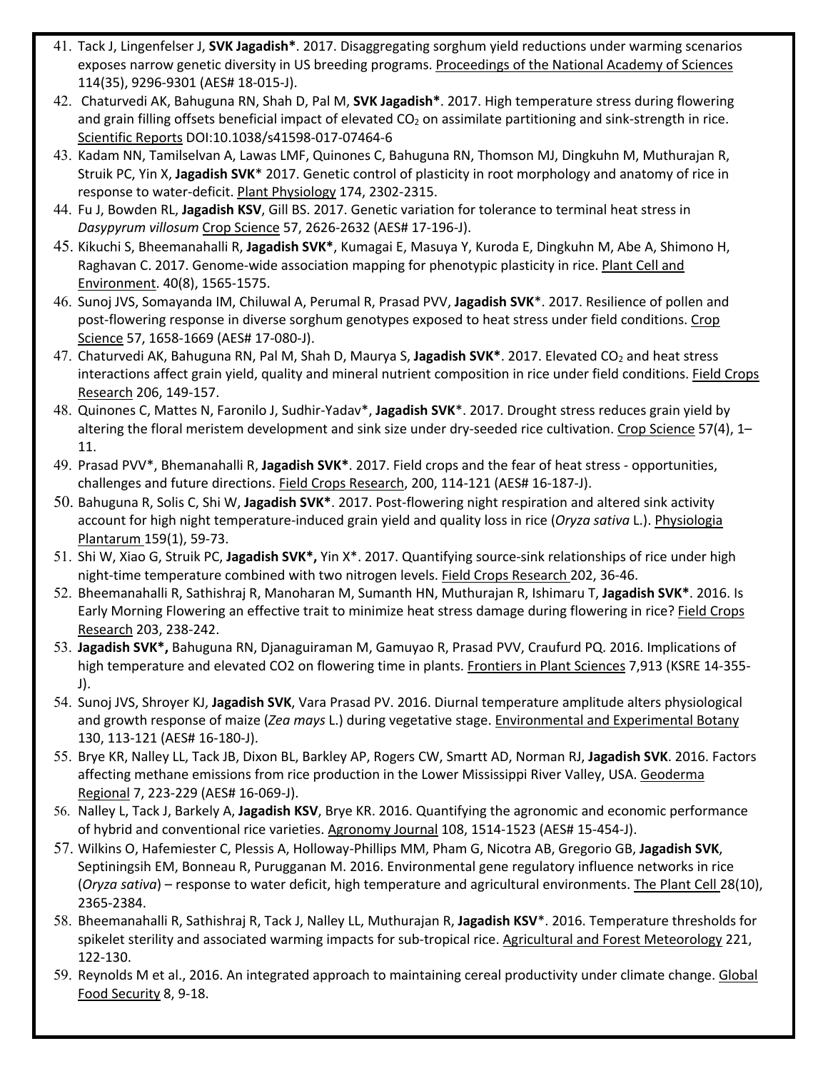41. Tack J, Lingenfelser J, **SVK Jagadish***. 2017. Disaggregating sorghum yield reductions under warming scenarios exposes narrow genetic diversity in US breeding programs. Proceedings of the National Academy of Sciences 114(35), 9296-9301 (AES# 18-015-J).
42. Chaturvedi AK, Bahuguna RN, Shah D, Pal M, **SVK Jagadish***. 2017. High temperature stress during flowering and grain filling offsets beneficial impact of elevated $CO_2$ on assimilate partitioning and sink-strength in rice. Scientific Reports DOI:10.1038/s41598-017-07464-6
43. Kadam NN, Tamilselvan A, Lawas LMF, Quinones C, Bahuguna RN, Thomson MJ, Dingkuhn M, Muthurajan R, Struik PC, Yin X, **Jagadish SVK*** 2017. Genetic control of plasticity in root morphology and anatomy of rice in response to water-deficit. Plant Physiology 174, 2302-2315.
44. Fu J, Bowden RL, **Jagadish KSV**, Gill BS. 2017. Genetic variation for tolerance to terminal heat stress in *Dasypyrum villosum* Crop Science 57, 2626-2632 (AES# 17-196-J).
45. Kikuchi S, Bheemanahalli R, **Jagadish SVK***, Kumagai E, Masuya Y, Kuroda E, Dingkuhn M, Abe A, Shimono H, Raghavan C. 2017. Genome-wide association mapping for phenotypic plasticity in rice. Plant Cell and Environment. 40(8), 1565-1575.
46. Sunoj JVS, Somayanda IM, Chiluwal A, Perumal R, Prasad PVV, **Jagadish SVK***. 2017. Resilience of pollen and post-flowering response in diverse sorghum genotypes exposed to heat stress under field conditions. Crop Science 57, 1658-1669 (AES# 17-080-J).
47. Chaturvedi AK, Bahuguna RN, Pal M, Shah D, Maurya S, **Jagadish SVK***. 2017. Elevated $CO_2$ and heat stress interactions affect grain yield, quality and mineral nutrient composition in rice under field conditions. Field Crops Research 206, 149-157.
48. Quinones C, Mattes N, Faronilo J, Sudhir-Yadav*, **Jagadish SVK***. 2017. Drought stress reduces grain yield by altering the floral meristem development and sink size under dry-seeded rice cultivation. Crop Science 57(4), 1–11.
49. Prasad PVV*, Bhemanahalli R, **Jagadish SVK***. 2017. Field crops and the fear of heat stress - opportunities, challenges and future directions. Field Crops Research, 200, 114-121 (AES# 16-187-J).
50. Bahuguna R, Solis C, Shi W, **Jagadish SVK***. 2017. Post-flowering night respiration and altered sink activity account for high night temperature-induced grain yield and quality loss in rice (*Oryza sativa* L.). Physiologia Plantarum 159(1), 59-73.
51. Shi W, Xiao G, Struik PC, **Jagadish SVK***, Yin X*. 2017. Quantifying source-sink relationships of rice under high night-time temperature combined with two nitrogen levels. Field Crops Research 202, 36-46.
52. Bheemanahalli R, Sathishraj R, Manoharan M, Sumanth HN, Muthurajan R, Ishimaru T, **Jagadish SVK***. 2016. Is Early Morning Flowering an effective trait to minimize heat stress damage during flowering in rice? Field Crops Research 203, 238-242.
53. **Jagadish SVK***, Bahuguna RN, Djanaguiraman M, Gamuyao R, Prasad PVV, Craufurd PQ. 2016. Implications of high temperature and elevated CO2 on flowering time in plants. Frontiers in Plant Sciences 7,913 (KSRE 14-355-J).
54. Sunoj JVS, Shroyer KJ, **Jagadish SVK**, Vara Prasad PV. 2016. Diurnal temperature amplitude alters physiological and growth response of maize (*Zea mays* L.) during vegetative stage. Environmental and Experimental Botany 130, 113-121 (AES# 16-180-J).
55. Brye KR, Nalley LL, Tack JB, Dixon BL, Barkley AP, Rogers CW, Smartt AD, Norman RJ, **Jagadish SVK**. 2016. Factors affecting methane emissions from rice production in the Lower Mississippi River Valley, USA. Geoderma Regional 7, 223-229 (AES# 16-069-J).
56. Nalley L, Tack J, Barkely A, **Jagadish KSV**, Brye KR. 2016. Quantifying the agronomic and economic performance of hybrid and conventional rice varieties. Agronomy Journal 108, 1514-1523 (AES# 15-454-J).
57. Wilkins O, Hafemiester C, Plessis A, Holloway-Phillips MM, Pham G, Nicotra AB, Gregorio GB, **Jagadish SVK**, Septiningsih EM, Bonneau R, Purugganan M. 2016. Environmental gene regulatory influence networks in rice (*Oryza sativa*) – response to water deficit, high temperature and agricultural environments. The Plant Cell 28(10), 2365-2384.
58. Bheemanahalli R, Sathishraj R, Tack J, Nalley LL, Muthurajan R, **Jagadish KSV***. 2016. Temperature thresholds for spikelet sterility and associated warming impacts for sub-tropical rice. Agricultural and Forest Meteorology 221, 122-130.
59. Reynolds M et al., 2016. An integrated approach to maintaining cereal productivity under climate change. Global Food Security 8, 9-18.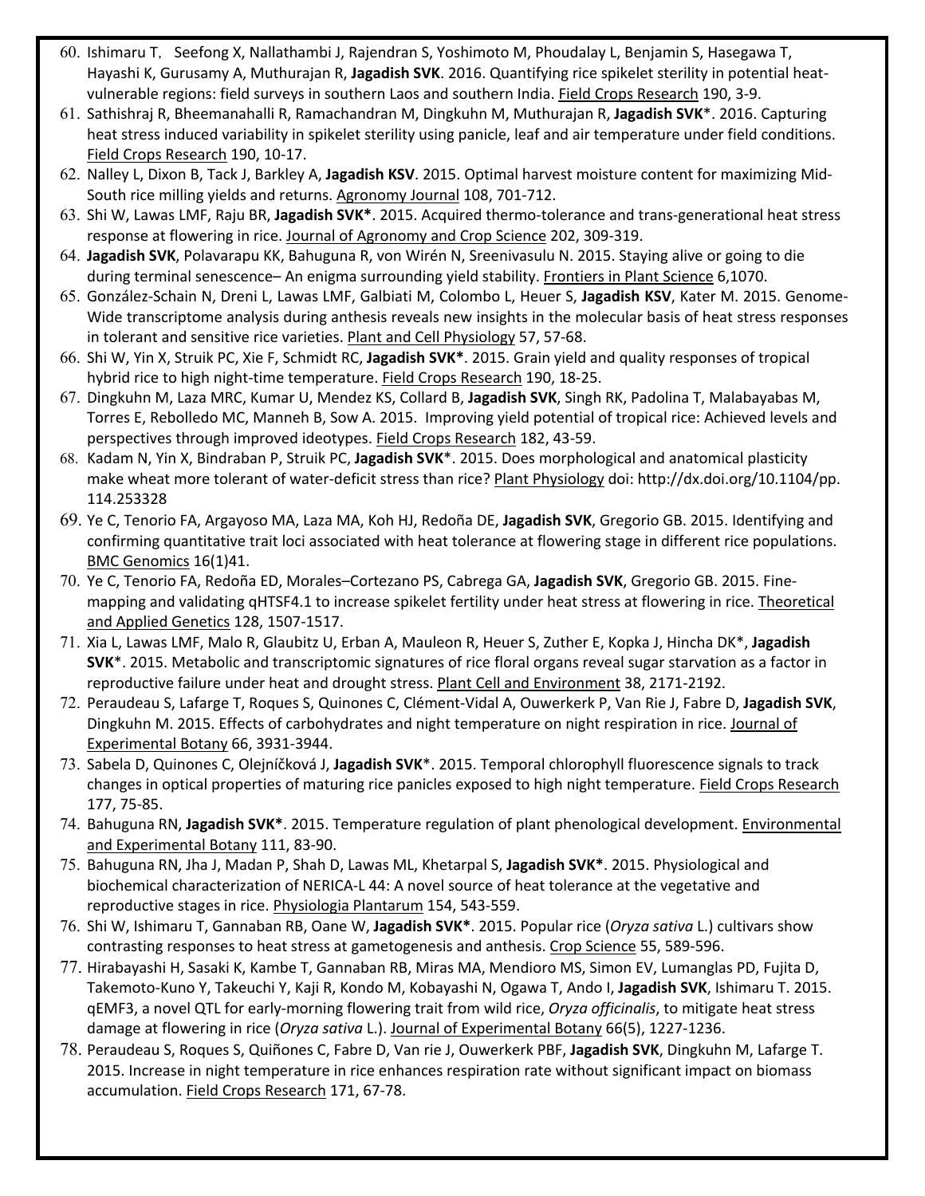60. Ishimaru T, Seefong X, Nallathambi J, Rajendran S, Yoshimoto M, Phoudalay L, Benjamin S, Hasegawa T, Hayashi K, Gurusamy A, Muthurajan R, **Jagadish SVK**. 2016. Quantifying rice spikelet sterility in potential heat-vulnerable regions: field surveys in southern Laos and southern India. Field Crops Research 190, 3-9.
61. Sathishraj R, Bheemanahalli R, Ramachandran M, Dingkuhn M, Muthurajan R, **Jagadish SVK**\*. 2016. Capturing heat stress induced variability in spikelet sterility using panicle, leaf and air temperature under field conditions. Field Crops Research 190, 10-17.
62. Nalley L, Dixon B, Tack J, Barkley A, **Jagadish KSV**. 2015. Optimal harvest moisture content for maximizing Mid-South rice milling yields and returns. Agronomy Journal 108, 701-712.
63. Shi W, Lawas LMF, Raju BR, **Jagadish SVK\***. 2015. Acquired thermo-tolerance and trans-generational heat stress response at flowering in rice. Journal of Agronomy and Crop Science 202, 309-319.
64. **Jagadish SVK**, Polavarapu KK, Bahuguna R, von Wirén N, Sreenivasulu N. 2015. Staying alive or going to die during terminal senescence– An enigma surrounding yield stability. Frontiers in Plant Science 6,1070.
65. González-Schain N, Dreni L, Lawas LMF, Galbiati M, Colombo L, Heuer S, **Jagadish KSV**, Kater M. 2015. Genome-Wide transcriptome analysis during anthesis reveals new insights in the molecular basis of heat stress responses in tolerant and sensitive rice varieties. Plant and Cell Physiology 57, 57-68.
66. Shi W, Yin X, Struik PC, Xie F, Schmidt RC, **Jagadish SVK\***. 2015. Grain yield and quality responses of tropical hybrid rice to high night-time temperature. Field Crops Research 190, 18-25.
67. Dingkuhn M, Laza MRC, Kumar U, Mendez KS, Collard B, **Jagadish SVK**, Singh RK, Padolina T, Malabayabas M, Torres E, Rebolledo MC, Manneh B, Sow A. 2015. Improving yield potential of tropical rice: Achieved levels and perspectives through improved ideotypes. Field Crops Research 182, 43-59.
68. Kadam N, Yin X, Bindraban P, Struik PC, **Jagadish SVK**\*. 2015. Does morphological and anatomical plasticity make wheat more tolerant of water-deficit stress than rice? Plant Physiology doi: http://dx.doi.org/10.1104/pp. 114.253328
69. Ye C, Tenorio FA, Argayoso MA, Laza MA, Koh HJ, Redoña DE, **Jagadish SVK**, Gregorio GB. 2015. Identifying and confirming quantitative trait loci associated with heat tolerance at flowering stage in different rice populations. BMC Genomics 16(1)41.
70. Ye C, Tenorio FA, Redoña ED, Morales–Cortezano PS, Cabrega GA, **Jagadish SVK**, Gregorio GB. 2015. Fine-mapping and validating qHTSF4.1 to increase spikelet fertility under heat stress at flowering in rice. Theoretical and Applied Genetics 128, 1507-1517.
71. Xia L, Lawas LMF, Malo R, Glaubitz U, Erban A, Mauleon R, Heuer S, Zuther E, Kopka J, Hincha DK\*, **Jagadish SVK**\*. 2015. Metabolic and transcriptomic signatures of rice floral organs reveal sugar starvation as a factor in reproductive failure under heat and drought stress. Plant Cell and Environment 38, 2171-2192.
72. Peraudeau S, Lafarge T, Roques S, Quinones C, Clément-Vidal A, Ouwerkerk P, Van Rie J, Fabre D, **Jagadish SVK**, Dingkuhn M. 2015. Effects of carbohydrates and night temperature on night respiration in rice. Journal of Experimental Botany 66, 3931-3944.
73. Sabela D, Quinones C, Olejníčková J, **Jagadish SVK**\*. 2015. Temporal chlorophyll fluorescence signals to track changes in optical properties of maturing rice panicles exposed to high night temperature. Field Crops Research 177, 75-85.
74. Bahuguna RN, **Jagadish SVK\***. 2015. Temperature regulation of plant phenological development. Environmental and Experimental Botany 111, 83-90.
75. Bahuguna RN, Jha J, Madan P, Shah D, Lawas ML, Khetarpal S, **Jagadish SVK\***. 2015. Physiological and biochemical characterization of NERICA-L 44: A novel source of heat tolerance at the vegetative and reproductive stages in rice. Physiologia Plantarum 154, 543-559.
76. Shi W, Ishimaru T, Gannaban RB, Oane W, **Jagadish SVK\***. 2015. Popular rice (*Oryza sativa* L.) cultivars show contrasting responses to heat stress at gametogenesis and anthesis. Crop Science 55, 589-596.
77. Hirabayashi H, Sasaki K, Kambe T, Gannaban RB, Miras MA, Mendioro MS, Simon EV, Lumanglas PD, Fujita D, Takemoto-Kuno Y, Takeuchi Y, Kaji R, Kondo M, Kobayashi N, Ogawa T, Ando I, **Jagadish SVK**, Ishimaru T. 2015. qEMF3, a novel QTL for early-morning flowering trait from wild rice, *Oryza officinalis*, to mitigate heat stress damage at flowering in rice (*Oryza sativa* L.). Journal of Experimental Botany 66(5), 1227-1236.
78. Peraudeau S, Roques S, Quiñones C, Fabre D, Van rie J, Ouwerkerk PBF, **Jagadish SVK**, Dingkuhn M, Lafarge T. 2015. Increase in night temperature in rice enhances respiration rate without significant impact on biomass accumulation. Field Crops Research 171, 67-78.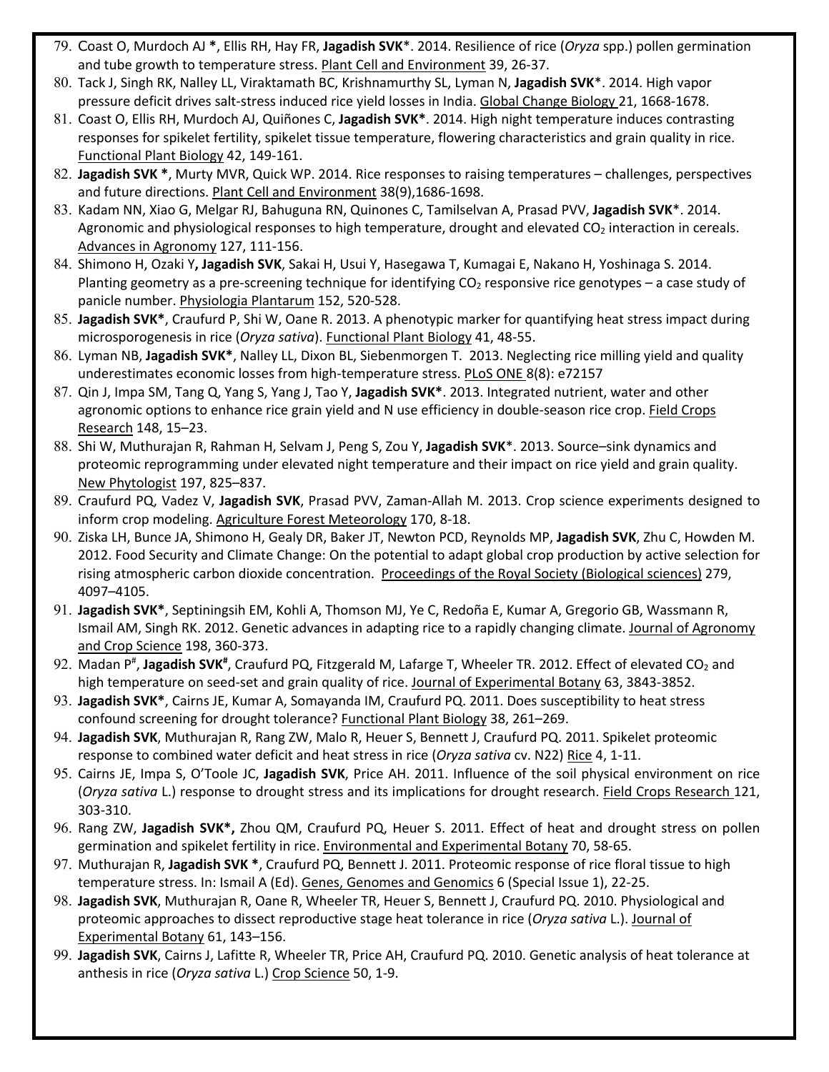79. Coast O, Murdoch AJ **\***, Ellis RH, Hay FR, **Jagadish SVK**\*. 2014. Resilience of rice (*Oryza* spp.) pollen germination and tube growth to temperature stress. Plant Cell and Environment 39, 26-37.
80. Tack J, Singh RK, Nalley LL, Viraktamath BC, Krishnamurthy SL, Lyman N, **Jagadish SVK**\*. 2014. High vapor pressure deficit drives salt-stress induced rice yield losses in India. Global Change Biology 21, 1668-1678.
81. Coast O, Ellis RH, Murdoch AJ, Quiñones C, **Jagadish SVK\***. 2014. High night temperature induces contrasting responses for spikelet fertility, spikelet tissue temperature, flowering characteristics and grain quality in rice. Functional Plant Biology 42, 149-161.
82. **Jagadish SVK \***, Murty MVR, Quick WP. 2014. Rice responses to raising temperatures – challenges, perspectives and future directions. Plant Cell and Environment 38(9),1686-1698.
83. Kadam NN, Xiao G, Melgar RJ, Bahuguna RN, Quinones C, Tamilselvan A, Prasad PVV, **Jagadish SVK**\*. 2014. Agronomic and physiological responses to high temperature, drought and elevated $CO_2$ interaction in cereals. Advances in Agronomy 127, 111-156.
84. Shimono H, Ozaki Y**, Jagadish SVK**, Sakai H, Usui Y, Hasegawa T, Kumagai E, Nakano H, Yoshinaga S. 2014. Planting geometry as a pre-screening technique for identifying $CO_2$ responsive rice genotypes – a case study of panicle number. Physiologia Plantarum 152, 520-528.
85. **Jagadish SVK\***, Craufurd P, Shi W, Oane R. 2013. A phenotypic marker for quantifying heat stress impact during microsporogenesis in rice (*Oryza sativa*). Functional Plant Biology 41, 48-55.
86. Lyman NB, **Jagadish SVK\***, Nalley LL, Dixon BL, Siebenmorgen T. 2013. Neglecting rice milling yield and quality underestimates economic losses from high-temperature stress. PLoS ONE 8(8): e72157
87. Qin J, Impa SM, Tang Q, Yang S, Yang J, Tao Y, **Jagadish SVK\***. 2013. Integrated nutrient, water and other agronomic options to enhance rice grain yield and N use efficiency in double-season rice crop. Field Crops Research 148, 15–23.
88. Shi W, Muthurajan R, Rahman H, Selvam J, Peng S, Zou Y, **Jagadish SVK**\*. 2013. Source–sink dynamics and proteomic reprogramming under elevated night temperature and their impact on rice yield and grain quality. New Phytologist 197, 825–837.
89. Craufurd PQ, Vadez V, **Jagadish SVK**, Prasad PVV, Zaman-Allah M. 2013. Crop science experiments designed to inform crop modeling. Agriculture Forest Meteorology 170, 8-18.
90. Ziska LH, Bunce JA, Shimono H, Gealy DR, Baker JT, Newton PCD, Reynolds MP, **Jagadish SVK**, Zhu C, Howden M. 2012. Food Security and Climate Change: On the potential to adapt global crop production by active selection for rising atmospheric carbon dioxide concentration. Proceedings of the Royal Society (Biological sciences) 279, 4097–4105.
91. **Jagadish SVK\***, Septiningsih EM, Kohli A, Thomson MJ, Ye C, Redoña E, Kumar A, Gregorio GB, Wassmann R, Ismail AM, Singh RK. 2012. Genetic advances in adapting rice to a rapidly changing climate. Journal of Agronomy and Crop Science 198, 360-373.
92. Madan P[#], **Jagadish SVK[#]**, Craufurd PQ, Fitzgerald M, Lafarge T, Wheeler TR. 2012. Effect of elevated $CO_2$ and high temperature on seed-set and grain quality of rice. Journal of Experimental Botany 63, 3843-3852.
93. **Jagadish SVK\***, Cairns JE, Kumar A, Somayanda IM, Craufurd PQ. 2011. Does susceptibility to heat stress confound screening for drought tolerance? Functional Plant Biology 38, 261–269.
94. **Jagadish SVK**, Muthurajan R, Rang ZW, Malo R, Heuer S, Bennett J, Craufurd PQ. 2011. Spikelet proteomic response to combined water deficit and heat stress in rice (*Oryza sativa* cv. N22) Rice 4, 1-11.
95. Cairns JE, Impa S, O'Toole JC, **Jagadish SVK**, Price AH. 2011. Influence of the soil physical environment on rice (*Oryza sativa* L.) response to drought stress and its implications for drought research. Field Crops Research 121, 303-310.
96. Rang ZW, **Jagadish SVK\*,** Zhou QM, Craufurd PQ, Heuer S. 2011. Effect of heat and drought stress on pollen germination and spikelet fertility in rice. Environmental and Experimental Botany 70, 58-65.
97. Muthurajan R, **Jagadish SVK \***, Craufurd PQ, Bennett J. 2011. Proteomic response of rice floral tissue to high temperature stress. In: Ismail A (Ed). Genes, Genomes and Genomics 6 (Special Issue 1), 22-25.
98. **Jagadish SVK**, Muthurajan R, Oane R, Wheeler TR, Heuer S, Bennett J, Craufurd PQ. 2010. Physiological and proteomic approaches to dissect reproductive stage heat tolerance in rice (*Oryza sativa* L.). Journal of Experimental Botany 61, 143–156.
99. **Jagadish SVK**, Cairns J, Lafitte R, Wheeler TR, Price AH, Craufurd PQ. 2010. Genetic analysis of heat tolerance at anthesis in rice (*Oryza sativa* L.) Crop Science 50, 1-9.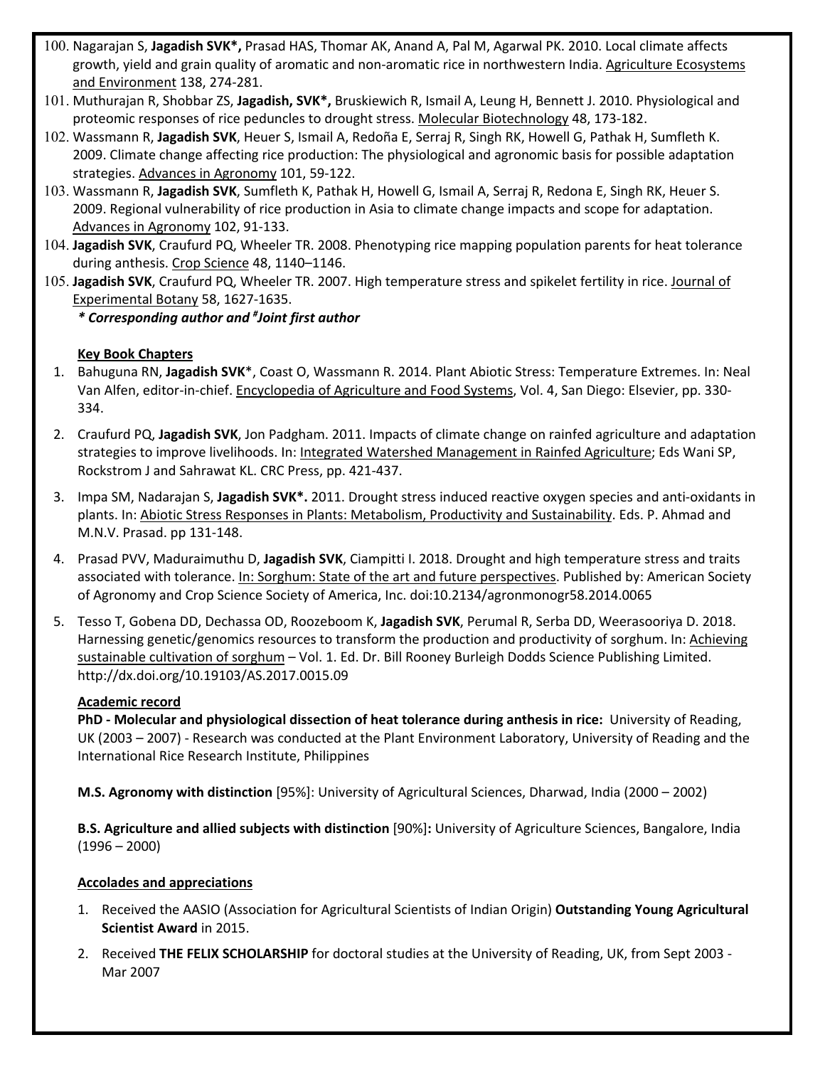100. Nagarajan S, **Jagadish SVK\*,** Prasad HAS, Thomar AK, Anand A, Pal M, Agarwal PK. 2010. Local climate affects growth, yield and grain quality of aromatic and non-aromatic rice in northwestern India. Agriculture Ecosystems and Environment 138, 274-281.
101. Muthurajan R, Shobbar ZS, **Jagadish, SVK\*,** Bruskiewich R, Ismail A, Leung H, Bennett J. 2010. Physiological and proteomic responses of rice peduncles to drought stress. Molecular Biotechnology 48, 173-182.
102. Wassmann R, **Jagadish SVK**, Heuer S, Ismail A, Redoña E, Serraj R, Singh RK, Howell G, Pathak H, Sumfleth K. 2009. Climate change affecting rice production: The physiological and agronomic basis for possible adaptation strategies. Advances in Agronomy 101, 59-122.
103. Wassmann R, **Jagadish SVK**, Sumfleth K, Pathak H, Howell G, Ismail A, Serraj R, Redona E, Singh RK, Heuer S. 2009. Regional vulnerability of rice production in Asia to climate change impacts and scope for adaptation. Advances in Agronomy 102, 91-133.
104. **Jagadish SVK**, Craufurd PQ, Wheeler TR. 2008. Phenotyping rice mapping population parents for heat tolerance during anthesis. Crop Science 48, 1140–1146.
105. **Jagadish SVK**, Craufurd PQ, Wheeler TR. 2007. High temperature stress and spikelet fertility in rice. Journal of Experimental Botany 58, 1627-1635.

***\* Corresponding author and #Joint first author***

**Key Book Chapters**

1. Bahuguna RN, **Jagadish SVK**\*, Coast O, Wassmann R. 2014. Plant Abiotic Stress: Temperature Extremes. In: Neal Van Alfen, editor-in-chief. Encyclopedia of Agriculture and Food Systems, Vol. 4, San Diego: Elsevier, pp. 330-334.
2. Craufurd PQ, **Jagadish SVK**, Jon Padgham. 2011. Impacts of climate change on rainfed agriculture and adaptation strategies to improve livelihoods. In: Integrated Watershed Management in Rainfed Agriculture; Eds Wani SP, Rockstrom J and Sahrawat KL. CRC Press, pp. 421-437.
3. Impa SM, Nadarajan S, **Jagadish SVK\*.** 2011. Drought stress induced reactive oxygen species and anti-oxidants in plants. In: Abiotic Stress Responses in Plants: Metabolism, Productivity and Sustainability. Eds. P. Ahmad and M.N.V. Prasad. pp 131-148.
4. Prasad PVV, Maduraimuthu D, **Jagadish SVK**, Ciampitti I. 2018. Drought and high temperature stress and traits associated with tolerance. In: Sorghum: State of the art and future perspectives. Published by: American Society of Agronomy and Crop Science Society of America, Inc. doi:10.2134/agronmonogr58.2014.0065
5. Tesso T, Gobena DD, Dechassa OD, Roozeboom K, **Jagadish SVK**, Perumal R, Serba DD, Weerasooriya D. 2018. Harnessing genetic/genomics resources to transform the production and productivity of sorghum. In: Achieving sustainable cultivation of sorghum – Vol. 1. Ed. Dr. Bill Rooney Burleigh Dodds Science Publishing Limited. http://dx.doi.org/10.19103/AS.2017.0015.09

**Academic record**

**PhD - Molecular and physiological dissection of heat tolerance during anthesis in rice:** University of Reading, UK (2003 – 2007) - Research was conducted at the Plant Environment Laboratory, University of Reading and the International Rice Research Institute, Philippines

**M.S. Agronomy with distinction** [95%]: University of Agricultural Sciences, Dharwad, India (2000 – 2002)

**B.S. Agriculture and allied subjects with distinction** [90%]**:** University of Agriculture Sciences, Bangalore, India (1996 – 2000)

**Accolades and appreciations**

1. Received the AASIO (Association for Agricultural Scientists of Indian Origin) **Outstanding Young Agricultural Scientist Award** in 2015.
2. Received **THE FELIX SCHOLARSHIP** for doctoral studies at the University of Reading, UK, from Sept 2003 - Mar 2007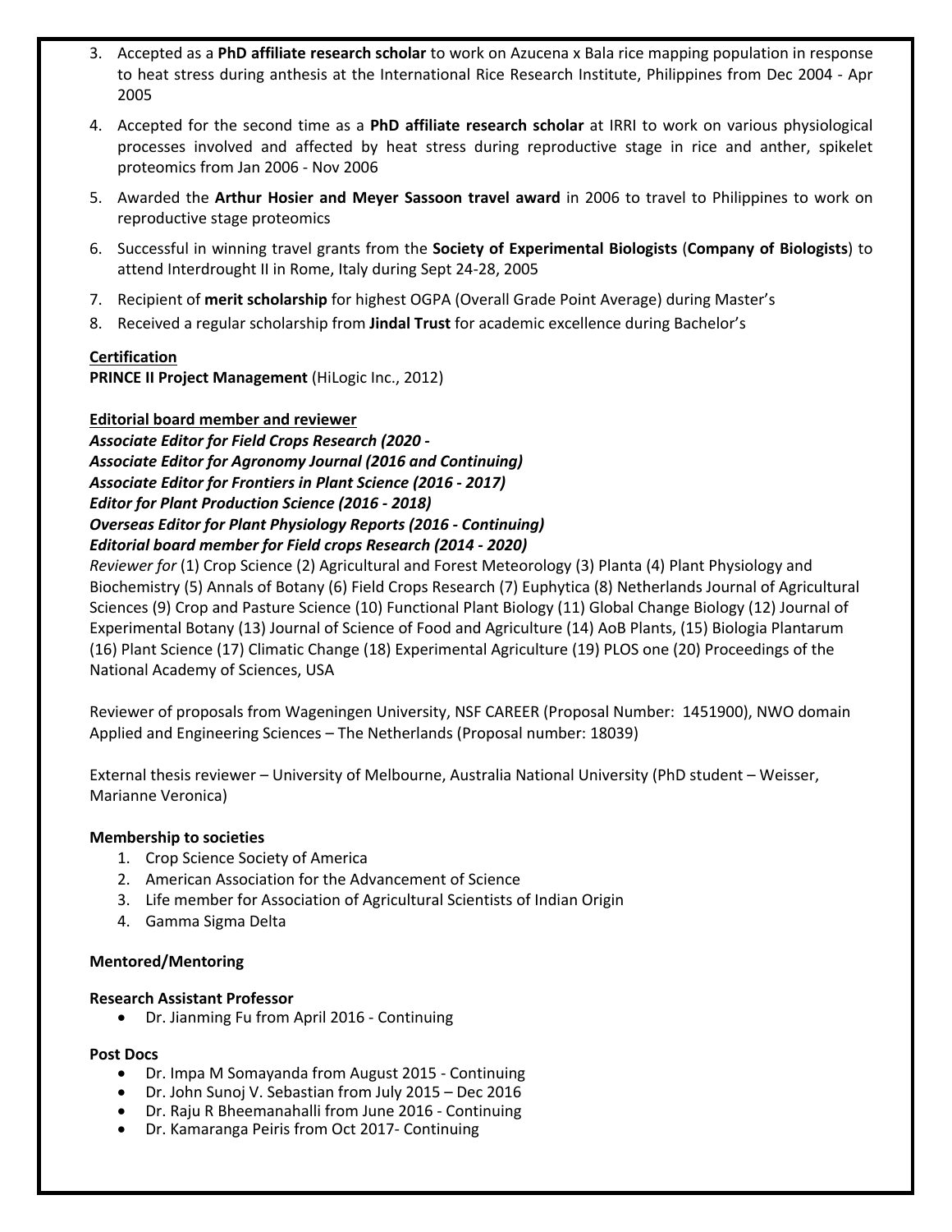3. Accepted as a **PhD affiliate research scholar** to work on Azucena x Bala rice mapping population in response to heat stress during anthesis at the International Rice Research Institute, Philippines from Dec 2004 - Apr 2005
4. Accepted for the second time as a **PhD affiliate research scholar** at IRRI to work on various physiological processes involved and affected by heat stress during reproductive stage in rice and anther, spikelet proteomics from Jan 2006 - Nov 2006
5. Awarded the **Arthur Hosier and Meyer Sassoon travel award** in 2006 to travel to Philippines to work on reproductive stage proteomics
6. Successful in winning travel grants from the **Society of Experimental Biologists** (**Company of Biologists**) to attend Interdrought II in Rome, Italy during Sept 24-28, 2005
7. Recipient of **merit scholarship** for highest OGPA (Overall Grade Point Average) during Master's
8. Received a regular scholarship from **Jindal Trust** for academic excellence during Bachelor's

**Certification**

**PRINCE II Project Management** (HiLogic Inc., 2012)

**Editorial board member and reviewer**

***Associate Editor for Field Crops Research (2020 -***
***Associate Editor for Agronomy Journal (2016 and Continuing)***
***Associate Editor for Frontiers in Plant Science (2016 - 2017)***
***Editor for Plant Production Science (2016 - 2018)***
***Overseas Editor for Plant Physiology Reports (2016 - Continuing)***
***Editorial board member for Field crops Research (2014 - 2020)***

*Reviewer for* (1) Crop Science (2) Agricultural and Forest Meteorology (3) Planta (4) Plant Physiology and Biochemistry (5) Annals of Botany (6) Field Crops Research (7) Euphytica (8) Netherlands Journal of Agricultural Sciences (9) Crop and Pasture Science (10) Functional Plant Biology (11) Global Change Biology (12) Journal of Experimental Botany (13) Journal of Science of Food and Agriculture (14) AoB Plants, (15) Biologia Plantarum (16) Plant Science (17) Climatic Change (18) Experimental Agriculture (19) PLOS one (20) Proceedings of the National Academy of Sciences, USA

Reviewer of proposals from Wageningen University, NSF CAREER (Proposal Number: 1451900), NWO domain Applied and Engineering Sciences – The Netherlands (Proposal number: 18039)

External thesis reviewer – University of Melbourne, Australia National University (PhD student – Weisser, Marianne Veronica)

**Membership to societies**

1. Crop Science Society of America
2. American Association for the Advancement of Science
3. Life member for Association of Agricultural Scientists of Indian Origin
4. Gamma Sigma Delta

**Mentored/Mentoring**

**Research Assistant Professor**

- Dr. Jianming Fu from April 2016 - Continuing

**Post Docs**

- Dr. Impa M Somayanda from August 2015 - Continuing
- Dr. John Sunoj V. Sebastian from July 2015 – Dec 2016
- Dr. Raju R Bheemanahalli from June 2016 - Continuing
- Dr. Kamaranga Peiris from Oct 2017- Continuing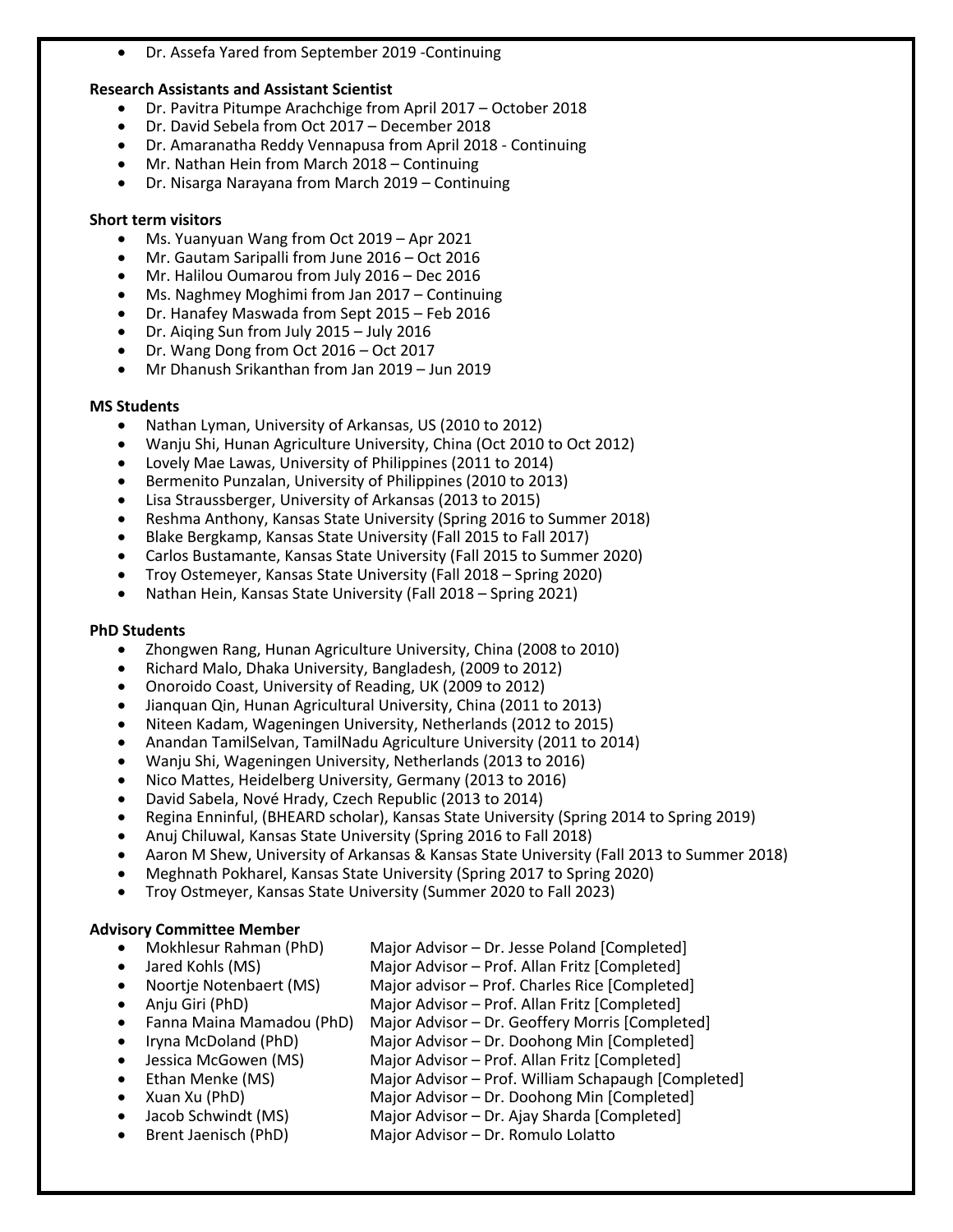- Dr. Assefa Yared from September 2019 -Continuing

**Research Assistants and Assistant Scientist**

- Dr. Pavitra Pitumpe Arachchige from April 2017 – October 2018
- Dr. David Sebela from Oct 2017 – December 2018
- Dr. Amaranatha Reddy Vennapusa from April 2018 - Continuing
- Mr. Nathan Hein from March 2018 – Continuing
- Dr. Nisarga Narayana from March 2019 – Continuing

**Short term visitors**

- Ms. Yuanyuan Wang from Oct 2019 – Apr 2021
- Mr. Gautam Saripalli from June 2016 – Oct 2016
- Mr. Halilou Oumarou from July 2016 – Dec 2016
- Ms. Naghmey Moghimi from Jan 2017 – Continuing
- Dr. Hanafey Maswada from Sept 2015 – Feb 2016
- Dr. Aiqing Sun from July 2015 – July 2016
- Dr. Wang Dong from Oct 2016 – Oct 2017
- Mr Dhanush Srikanthan from Jan 2019 – Jun 2019

**MS Students**

- Nathan Lyman, University of Arkansas, US (2010 to 2012)
- Wanju Shi, Hunan Agriculture University, China (Oct 2010 to Oct 2012)
- Lovely Mae Lawas, University of Philippines (2011 to 2014)
- Bermenito Punzalan, University of Philippines (2010 to 2013)
- Lisa Straussberger, University of Arkansas (2013 to 2015)
- Reshma Anthony, Kansas State University (Spring 2016 to Summer 2018)
- Blake Bergkamp, Kansas State University (Fall 2015 to Fall 2017)
- Carlos Bustamante, Kansas State University (Fall 2015 to Summer 2020)
- Troy Ostemeyer, Kansas State University (Fall 2018 – Spring 2020)
- Nathan Hein, Kansas State University (Fall 2018 – Spring 2021)

**PhD Students**

- Zhongwen Rang, Hunan Agriculture University, China (2008 to 2010)
- Richard Malo, Dhaka University, Bangladesh, (2009 to 2012)
- Onoroido Coast, University of Reading, UK (2009 to 2012)
- Jianquan Qin, Hunan Agricultural University, China (2011 to 2013)
- Niteen Kadam, Wageningen University, Netherlands (2012 to 2015)
- Anandan TamilSelvan, TamilNadu Agriculture University (2011 to 2014)
- Wanju Shi, Wageningen University, Netherlands (2013 to 2016)
- Nico Mattes, Heidelberg University, Germany (2013 to 2016)
- David Sabela, Nové Hrady, Czech Republic (2013 to 2014)
- Regina Enninful, (BHEARD scholar), Kansas State University (Spring 2014 to Spring 2019)
- Anuj Chiluwal, Kansas State University (Spring 2016 to Fall 2018)
- Aaron M Shew, University of Arkansas & Kansas State University (Fall 2013 to Summer 2018)
- Meghnath Pokharel, Kansas State University (Spring 2017 to Spring 2020)
- Troy Ostmeyer, Kansas State University (Summer 2020 to Fall 2023)

**Advisory Committee Member**

- Mokhlesur Rahman (PhD) Major Advisor – Dr. Jesse Poland [Completed]
- Jared Kohls (MS) Major Advisor – Prof. Allan Fritz [Completed]
- Noortje Notenbaert (MS) Major advisor – Prof. Charles Rice [Completed]
- Anju Giri (PhD) Major Advisor – Prof. Allan Fritz [Completed]
- Fanna Maina Mamadou (PhD) Major Advisor – Dr. Geoffery Morris [Completed]
- Iryna McDoland (PhD) Major Advisor – Dr. Doohong Min [Completed]
- Jessica McGowen (MS) Major Advisor – Prof. Allan Fritz [Completed]
- Ethan Menke (MS) Major Advisor – Prof. William Schapaugh [Completed]
- Xuan Xu (PhD) Major Advisor – Dr. Doohong Min [Completed]
- Jacob Schwindt (MS) Major Advisor – Dr. Ajay Sharda [Completed]
- Brent Jaenisch (PhD) Major Advisor – Dr. Romulo Lolatto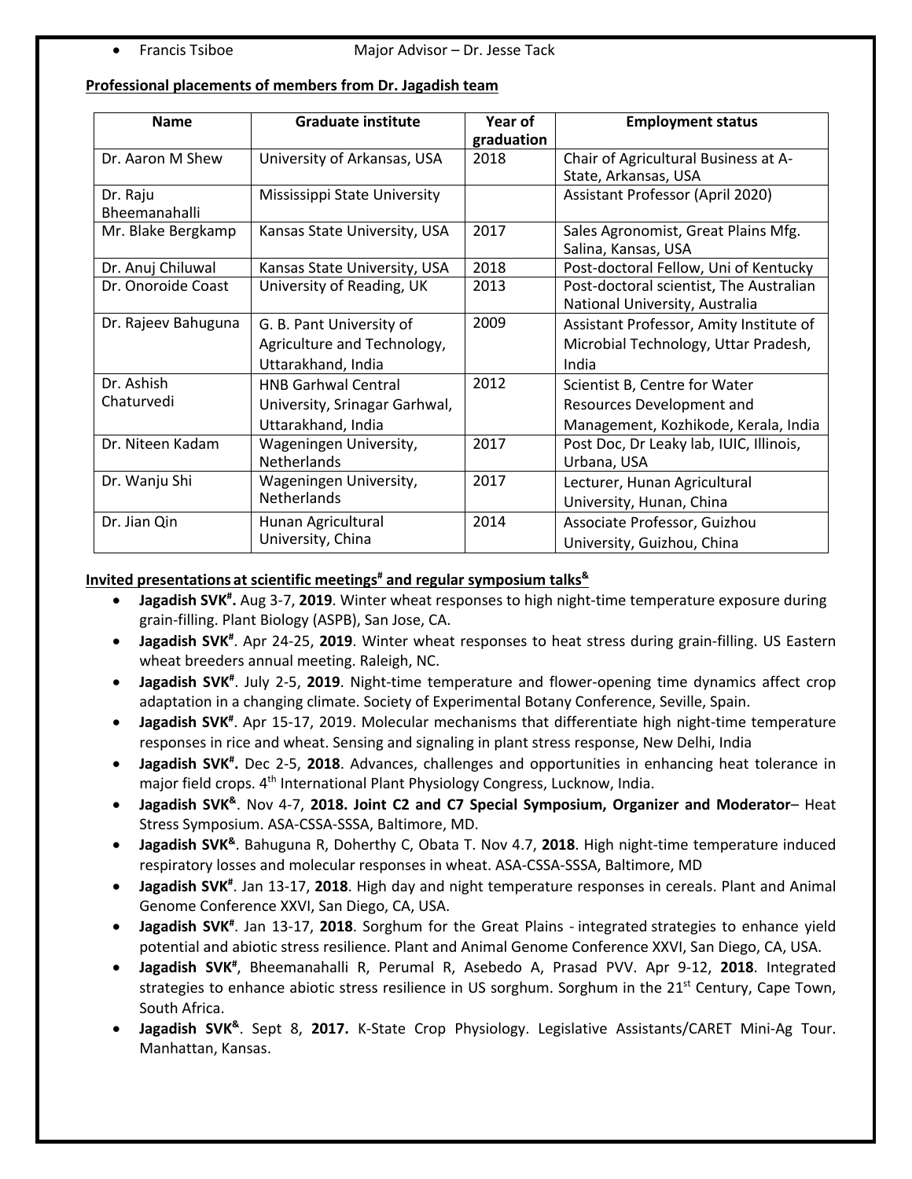- Francis Tsiboe Major Advisor – Dr. Jesse Tack

**Professional placements of members from Dr. Jagadish team**

| Name | Graduate institute | Year of graduation | Employment status |
|---|---|---|---|
| Dr. Aaron M Shew | University of Arkansas, USA | 2018 | Chair of Agricultural Business at A-State, Arkansas, USA |
| Dr. Raju Bheemanahalli | Mississippi State University | | Assistant Professor (April 2020) |
| Mr. Blake Bergkamp | Kansas State University, USA | 2017 | Sales Agronomist, Great Plains Mfg. Salina, Kansas, USA |
| Dr. Anuj Chiluwal | Kansas State University, USA | 2018 | Post-doctoral Fellow, Uni of Kentucky |
| Dr. Onoroide Coast | University of Reading, UK | 2013 | Post-doctoral scientist, The Australian National University, Australia |
| Dr. Rajeev Bahuguna | G. B. Pant University of Agriculture and Technology, Uttarakhand, India | 2009 | Assistant Professor, Amity Institute of Microbial Technology, Uttar Pradesh, India |
| Dr. Ashish Chaturvedi | HNB Garhwal Central University, Srinagar Garhwal, Uttarakhand, India | 2012 | Scientist B, Centre for Water Resources Development and Management, Kozhikode, Kerala, India |
| Dr. Niteen Kadam | Wageningen University, Netherlands | 2017 | Post Doc, Dr Leaky lab, IUIC, Illinois, Urbana, USA |
| Dr. Wanju Shi | Wageningen University, Netherlands | 2017 | Lecturer, Hunan Agricultural University, Hunan, China |
| Dr. Jian Qin | Hunan Agricultural University, China | 2014 | Associate Professor, Guizhou University, Guizhou, China |

**Invited presentations at scientific meetings[#] and regular symposium talks[&]**

- **Jagadish SVK[#].** Aug 3-7, **2019**. Winter wheat responses to high night-time temperature exposure during grain-filling. Plant Biology (ASPB), San Jose, CA.
- **Jagadish SVK[#]**. Apr 24-25, **2019**. Winter wheat responses to heat stress during grain-filling. US Eastern wheat breeders annual meeting. Raleigh, NC.
- **Jagadish SVK[#]**. July 2-5, **2019**. Night-time temperature and flower-opening time dynamics affect crop adaptation in a changing climate. Society of Experimental Botany Conference, Seville, Spain.
- **Jagadish SVK[#]**. Apr 15-17, 2019. Molecular mechanisms that differentiate high night-time temperature responses in rice and wheat. Sensing and signaling in plant stress response, New Delhi, India
- **Jagadish SVK[#].** Dec 2-5, **2018**. Advances, challenges and opportunities in enhancing heat tolerance in major field crops. 4th International Plant Physiology Congress, Lucknow, India.
- **Jagadish SVK[&]**. Nov 4-7, **2018. Joint C2 and C7 Special Symposium, Organizer and Moderator**– Heat Stress Symposium. ASA-CSSA-SSSA, Baltimore, MD.
- **Jagadish SVK[&]**. Bahuguna R, Doherthy C, Obata T. Nov 4.7, **2018**. High night-time temperature induced respiratory losses and molecular responses in wheat. ASA-CSSA-SSSA, Baltimore, MD
- **Jagadish SVK[#]**. Jan 13-17, **2018**. High day and night temperature responses in cereals. Plant and Animal Genome Conference XXVI, San Diego, CA, USA.
- **Jagadish SVK[#]**. Jan 13-17, **2018**. Sorghum for the Great Plains - integrated strategies to enhance yield potential and abiotic stress resilience. Plant and Animal Genome Conference XXVI, San Diego, CA, USA.
- **Jagadish SVK[#]**, Bheemanahalli R, Perumal R, Asebedo A, Prasad PVV. Apr 9-12, **2018**. Integrated strategies to enhance abiotic stress resilience in US sorghum. Sorghum in the 21st Century, Cape Town, South Africa.
- **Jagadish SVK[&]**. Sept 8, **2017.** K-State Crop Physiology. Legislative Assistants/CARET Mini-Ag Tour. Manhattan, Kansas.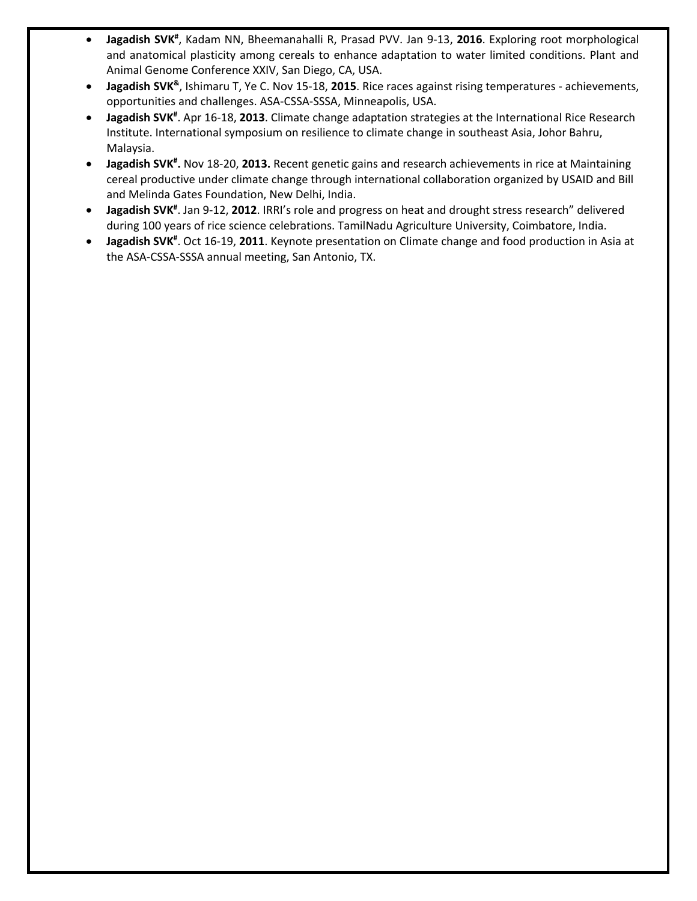- **Jagadish SVK**[#], Kadam NN, Bheemanahalli R, Prasad PVV. Jan 9-13, **2016**. Exploring root morphological and anatomical plasticity among cereals to enhance adaptation to water limited conditions. Plant and Animal Genome Conference XXIV, San Diego, CA, USA.
- **Jagadish SVK**[&], Ishimaru T, Ye C. Nov 15-18, **2015**. Rice races against rising temperatures - achievements, opportunities and challenges. ASA-CSSA-SSSA, Minneapolis, USA.
- **Jagadish SVK**[#]. Apr 16-18, **2013**. Climate change adaptation strategies at the International Rice Research Institute. International symposium on resilience to climate change in southeast Asia, Johor Bahru, Malaysia.
- **Jagadish SVK**[#]**.** Nov 18-20, **2013.** Recent genetic gains and research achievements in rice at Maintaining cereal productive under climate change through international collaboration organized by USAID and Bill and Melinda Gates Foundation, New Delhi, India.
- **Jagadish SVK**[#]. Jan 9-12, **2012**. IRRI's role and progress on heat and drought stress research" delivered during 100 years of rice science celebrations. TamilNadu Agriculture University, Coimbatore, India.
- **Jagadish SVK**[#]. Oct 16-19, **2011**. Keynote presentation on Climate change and food production in Asia at the ASA-CSSA-SSSA annual meeting, San Antonio, TX.